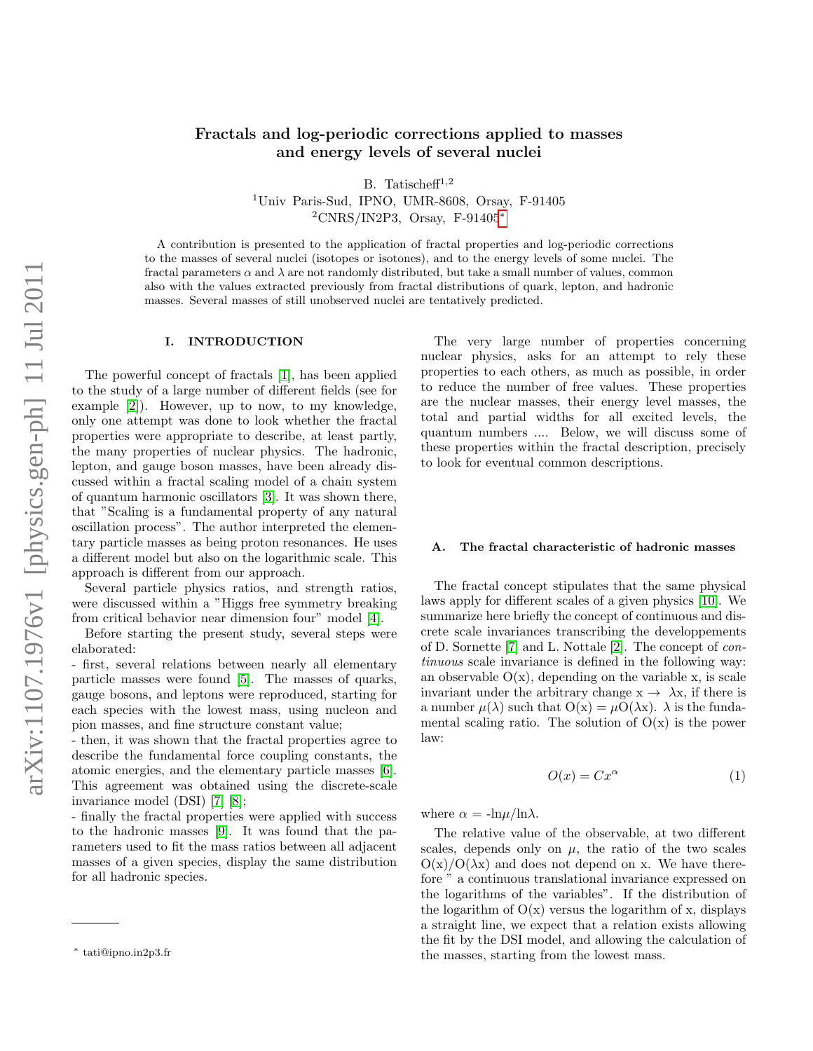# Fractals and log-periodic corrections applied to masses and energy levels of several nuclei

B. Tatischeff[1,2]

[1]Univ Paris-Sud, IPNO, UMR-8608, Orsay, F-91405

[2]CNRS/IN2P3, Orsay, F-91405[*]

A contribution is presented to the application of fractal properties and log-periodic corrections to the masses of several nuclei (isotopes or isotones), and to the energy levels of some nuclei. The fractal parameters $\alpha$ and $\lambda$ are not randomly distributed, but take a small number of values, common also with the values extracted previously from fractal distributions of quark, lepton, and hadronic masses. Several masses of still unobserved nuclei are tentatively predicted.

## I. INTRODUCTION

The powerful concept of fractals [1], has been applied to the study of a large number of different fields (see for example [2]). However, up to now, to my knowledge, only one attempt was done to look whether the fractal properties were appropriate to describe, at least partly, the many properties of nuclear physics. The hadronic, lepton, and gauge boson masses, have been already discussed within a fractal scaling model of a chain system of quantum harmonic oscillators [3]. It was shown there, that "Scaling is a fundamental property of any natural oscillation process". The author interpreted the elementary particle masses as being proton resonances. He uses a different model but also on the logarithmic scale. This approach is different from our approach.

Several particle physics ratios, and strength ratios, were discussed within a "Higgs free symmetry breaking from critical behavior near dimension four" model [4].

Before starting the present study, several steps were elaborated:

- first, several relations between nearly all elementary particle masses were found [5]. The masses of quarks, gauge bosons, and leptons were reproduced, starting for each species with the lowest mass, using nucleon and pion masses, and fine structure constant value;
- then, it was shown that the fractal properties agree to describe the fundamental force coupling constants, the atomic energies, and the elementary particle masses [6]. This agreement was obtained using the discrete-scale invariance model (DSI) [7] [8];
- finally the fractal properties were applied with success to the hadronic masses [9]. It was found that the parameters used to fit the mass ratios between all adjacent masses of a given species, display the same distribution for all hadronic species.

The very large number of properties concerning nuclear physics, asks for an attempt to rely these properties to each others, as much as possible, in order to reduce the number of free values. These properties are the nuclear masses, their energy level masses, the total and partial widths for all excited levels, the quantum numbers .... Below, we will discuss some of these properties within the fractal description, precisely to look for eventual common descriptions.

### A. The fractal characteristic of hadronic masses

The fractal concept stipulates that the same physical laws apply for different scales of a given physics [10]. We summarize here briefly the concept of continuous and discrete scale invariances transcribing the developpements of D. Sornette [7] and L. Nottale [2]. The concept of *continuous* scale invariance is defined in the following way: an observable O(x), depending on the variable x, is scale invariant under the arbitrary change x $\to$ $\lambda$x, if there is a number $\mu(\lambda)$ such that O(x) = $\mu$O($\lambda$x). $\lambda$ is the fundamental scaling ratio. The solution of O(x) is the power law:

$$O(x) = Cx^{\alpha} \qquad (1)$$

where $\alpha$ = -ln$\mu$/ln$\lambda$.

The relative value of the observable, at two different scales, depends only on $\mu$, the ratio of the two scales O(x)/O($\lambda$x) and does not depend on x. We have therefore " a continuous translational invariance expressed on the logarithms of the variables". If the distribution of the logarithm of O(x) versus the logarithm of x, displays a straight line, we expect that a relation exists allowing the fit by the DSI model, and allowing the calculation of the masses, starting from the lowest mass.

[*] tati@ipno.in2p3.fr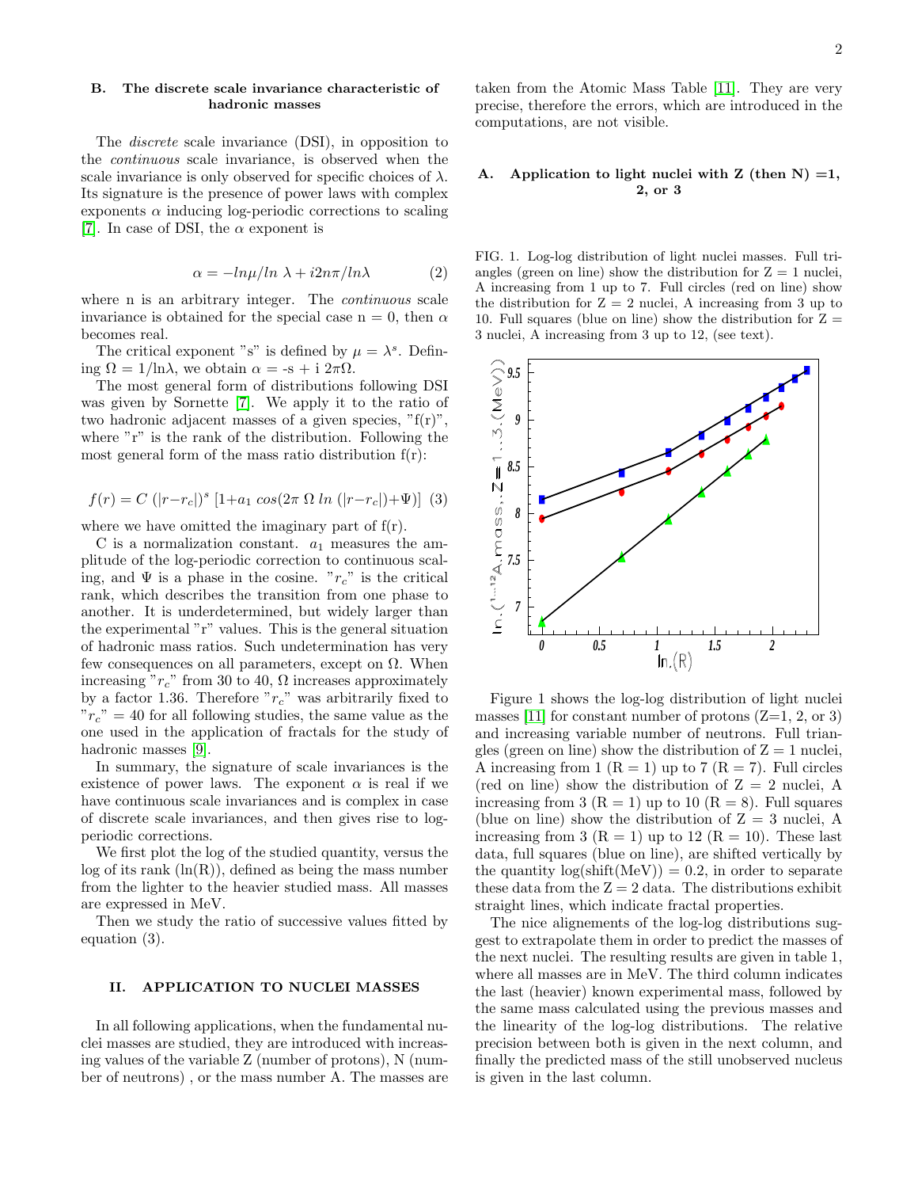### B. The discrete scale invariance characteristic of hadronic masses

The *discrete* scale invariance (DSI), in opposition to the *continuous* scale invariance, is observed when the scale invariance is only observed for specific choices of $\lambda$. Its signature is the presence of power laws with complex exponents $\alpha$ inducing log-periodic corrections to scaling [7]. In case of DSI, the $\alpha$ exponent is

$$\alpha = -ln\mu/ln\ \lambda + i2n\pi/ln\lambda \qquad (2)$$

where n is an arbitrary integer. The *continuous* scale invariance is obtained for the special case n = 0, then $\alpha$ becomes real.

The critical exponent "s" is defined by $\mu = \lambda^s$. Defining $\Omega = 1/\ln\lambda$, we obtain $\alpha$ = -s + i $2\pi\Omega$.

The most general form of distributions following DSI was given by Sornette [7]. We apply it to the ratio of two hadronic adjacent masses of a given species, "f(r)", where "r" is the rank of the distribution. Following the most general form of the mass ratio distribution f(r):

$$f(r) = C\ (|r - r_c|)^s\ [1 + a_1\ cos(2\pi\ \Omega\ ln\ (|r - r_c|) + \Psi)] \quad (3)$$

where we have omitted the imaginary part of f(r).

C is a normalization constant. $a_1$ measures the amplitude of the log-periodic correction to continuous scaling, and $\Psi$ is a phase in the cosine. "$r_c$" is the critical rank, which describes the transition from one phase to another. It is underdetermined, but widely larger than the experimental "r" values. This is the general situation of hadronic mass ratios. Such undetermination has very few consequences on all parameters, except on $\Omega$. When increasing "$r_c$" from 30 to 40, $\Omega$ increases approximately by a factor 1.36. Therefore "$r_c$" was arbitrarily fixed to "$r_c$" = 40 for all following studies, the same value as the one used in the application of fractals for the study of hadronic masses [9].

In summary, the signature of scale invariances is the existence of power laws. The exponent $\alpha$ is real if we have continuous scale invariances and is complex in case of discrete scale invariances, and then gives rise to log-periodic corrections.

We first plot the log of the studied quantity, versus the log of its rank (ln(R)), defined as being the mass number from the lighter to the heavier studied mass. All masses are expressed in MeV.

Then we study the ratio of successive values fitted by equation (3).

## II. APPLICATION TO NUCLEI MASSES

In all following applications, when the fundamental nuclei masses are studied, they are introduced with increasing values of the variable Z (number of protons), N (number of neutrons) , or the mass number A. The masses are taken from the Atomic Mass Table [11]. They are very precise, therefore the errors, which are introduced in the computations, are not visible.

### A. Application to light nuclei with Z (then N) =1, 2, or 3

FIG. 1. Log-log distribution of light nuclei masses. Full triangles (green on line) show the distribution for Z = 1 nuclei, A increasing from 1 up to 7. Full circles (red on line) show the distribution for Z = 2 nuclei, A increasing from 3 up to 10. Full squares (blue on line) show the distribution for Z = 3 nuclei, A increasing from 3 up to 12, (see text).

Figure 1 shows the log-log distribution of light nuclei masses [11] for constant number of protons (Z=1, 2, or 3) and increasing variable number of neutrons. Full triangles (green on line) show the distribution of Z = 1 nuclei, A increasing from 1 (R = 1) up to 7 (R = 7). Full circles (red on line) show the distribution of Z = 2 nuclei, A increasing from 3 (R = 1) up to 10 (R = 8). Full squares (blue on line) show the distribution of Z = 3 nuclei, A increasing from 3 (R = 1) up to 12 (R = 10). These last data, full squares (blue on line), are shifted vertically by the quantity log(shift(MeV)) = 0.2, in order to separate these data from the Z = 2 data. The distributions exhibit straight lines, which indicate fractal properties.

The nice alignements of the log-log distributions suggest to extrapolate them in order to predict the masses of the next nuclei. The resulting results are given in table 1, where all masses are in MeV. The third column indicates the last (heavier) known experimental mass, followed by the same mass calculated using the previous masses and the linearity of the log-log distributions. The relative precision between both is given in the next column, and finally the predicted mass of the still unobserved nucleus is given in the last column.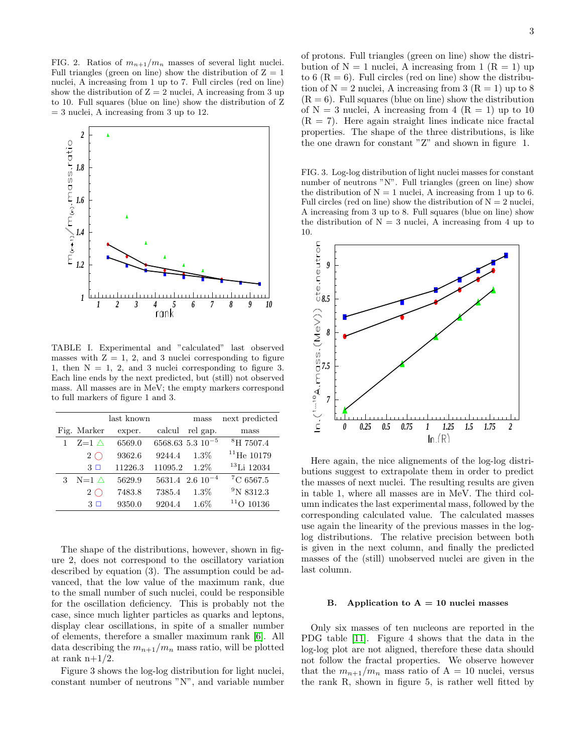FIG. 2. Ratios of $m_{n+1}/m_n$ masses of several light nuclei. Full triangles (green on line) show the distribution of Z = 1 nuclei, A increasing from 1 up to 7. Full circles (red on line) show the distribution of Z = 2 nuclei, A increasing from 3 up to 10. Full squares (blue on line) show the distribution of Z = 3 nuclei, A increasing from 3 up to 12.

TABLE I. Experimental and "calculated" last observed masses with Z = 1, 2, and 3 nuclei corresponding to figure 1, then N = 1, 2, and 3 nuclei corresponding to figure 3. Each line ends by the next predicted, but (still) not observed mass. All masses are in MeV; the empty markers correspond to full markers of figure 1 and 3.

| | | last known | | mass | next predicted |
|---|---|---|---|---|---|
| Fig. | Marker | exper. | calcul | rel gap. | mass |
| 1 | Z=1 △ | 6569.0 | 6568.63 | $5.3\ 10^{-5}$ | $^{8}$H 7507.4 |
| | 2 ◯ | 9362.6 | 9244.4 | 1.3% | $^{11}$He 10179 |
| | 3 □ | 11226.3 | 11095.2 | 1.2% | $^{13}$Li 12034 |
| 3 | N=1 △ | 5629.9 | 5631.4 | $2.6\ 10^{-4}$ | $^{7}$C 6567.5 |
| | 2 ◯ | 7483.8 | 7385.4 | 1.3% | $^{9}$N 8312.3 |
| | 3 □ | 9350.0 | 9204.4 | 1.6% | $^{11}$O 10136 |

The shape of the distributions, however, shown in figure 2, does not correspond to the oscillatory variation described by equation (3). The assumption could be advanced, that the low value of the maximum rank, due to the small number of such nuclei, could be responsible for the oscillation deficiency. This is probably not the case, since much lighter particles as quarks and leptons, display clear oscillations, in spite of a smaller number of elements, therefore a smaller maximum rank [6]. All data describing the $m_{n+1}/m_n$ mass ratio, will be plotted at rank n+1/2.

Figure 3 shows the log-log distribution for light nuclei, constant number of neutrons "N", and variable number of protons. Full triangles (green on line) show the distribution of N = 1 nuclei, A increasing from 1 (R = 1) up to 6 (R = 6). Full circles (red on line) show the distribution of N = 2 nuclei, A increasing from 3 (R = 1) up to 8 (R = 6). Full squares (blue on line) show the distribution of N = 3 nuclei, A increasing from 4 (R = 1) up to 10 (R = 7). Here again straight lines indicate nice fractal properties. The shape of the three distributions, is like the one drawn for constant "Z" and shown in figure 1.

FIG. 3. Log-log distribution of light nuclei masses for constant number of neutrons "N". Full triangles (green on line) show the distribution of N = 1 nuclei, A increasing from 1 up to 6. Full circles (red on line) show the distribution of N = 2 nuclei, A increasing from 3 up to 8. Full squares (blue on line) show the distribution of N = 3 nuclei, A increasing from 4 up to 10.

Here again, the nice alignements of the log-log distributions suggest to extrapolate them in order to predict the masses of next nuclei. The resulting results are given in table 1, where all masses are in MeV. The third column indicates the last experimental mass, followed by the corresponding calculated value. The calculated masses use again the linearity of the previous masses in the log-log distributions. The relative precision between both is given in the next column, and finally the predicted masses of the (still) unobserved nuclei are given in the last column.

### B. Application to A = 10 nuclei masses

Only six masses of ten nucleons are reported in the PDG table [11]. Figure 4 shows that the data in the log-log plot are not aligned, therefore these data should not follow the fractal properties. We observe however that the $m_{n+1}/m_n$ mass ratio of A = 10 nuclei, versus the rank R, shown in figure 5, is rather well fitted by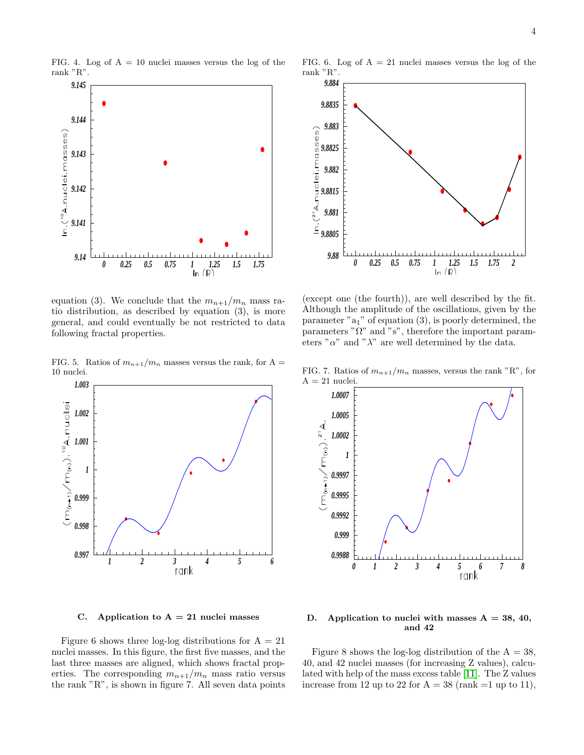FIG. 4. Log of A = 10 nuclei masses versus the log of the rank "R".

equation (3). We conclude that the $m_{n+1}/m_n$ mass ratio distribution, as described by equation (3), is more general, and could eventually be not restricted to data following fractal properties.

FIG. 5. Ratios of $m_{n+1}/m_n$ masses versus the rank, for A = 10 nuclei.

### C. Application to A = 21 nuclei masses

Figure 6 shows three log-log distributions for A = 21 nuclei masses. In this figure, the first five masses, and the last three masses are aligned, which shows fractal properties. The corresponding $m_{n+1}/m_n$ mass ratio versus the rank "R", is shown in figure 7. All seven data points (except one (the fourth)), are well described by the fit. Although the amplitude of the oscillations, given by the parameter "a$_1$" of equation (3), is poorly determined, the parameters "$\Omega$" and "s", therefore the important parameters "$\alpha$" and "$\lambda$" are well determined by the data.

FIG. 6. Log of A = 21 nuclei masses versus the log of the rank "R".

FIG. 7. Ratios of $m_{n+1}/m_n$ masses, versus the rank "R", for A = 21 nuclei.

### D. Application to nuclei with masses A = 38, 40, and 42

Figure 8 shows the log-log distribution of the A = 38, 40, and 42 nuclei masses (for increasing Z values), calculated with help of the mass excess table [11]. The Z values increase from 12 up to 22 for A = 38 (rank =1 up to 11),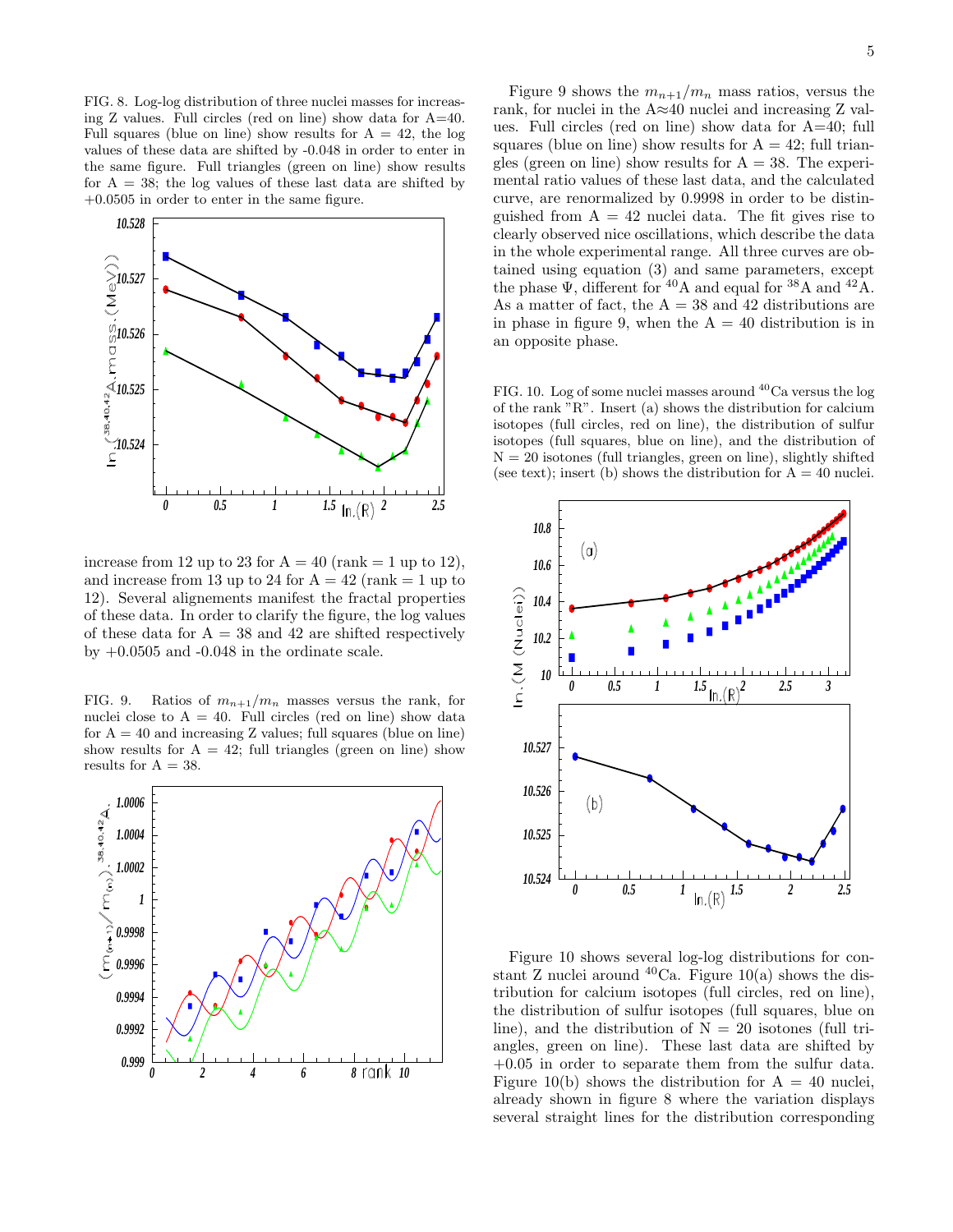FIG. 8. Log-log distribution of three nuclei masses for increasing Z values. Full circles (red on line) show data for A=40. Full squares (blue on line) show results for A = 42, the log values of these data are shifted by -0.048 in order to enter in the same figure. Full triangles (green on line) show results for A = 38; the log values of these last data are shifted by +0.0505 in order to enter in the same figure.

increase from 12 up to 23 for A = 40 (rank = 1 up to 12), and increase from 13 up to 24 for A = 42 (rank = 1 up to 12). Several alignements manifest the fractal properties of these data. In order to clarify the figure, the log values of these data for A = 38 and 42 are shifted respectively by +0.0505 and -0.048 in the ordinate scale.

FIG. 9. Ratios of $m_{n+1}/m_n$ masses versus the rank, for nuclei close to A = 40. Full circles (red on line) show data for A = 40 and increasing Z values; full squares (blue on line) show results for A = 42; full triangles (green on line) show results for A = 38.

Figure 9 shows the $m_{n+1}/m_n$ mass ratios, versus the rank, for nuclei in the A≈40 nuclei and increasing Z values. Full circles (red on line) show data for A=40; full squares (blue on line) show results for A = 42; full triangles (green on line) show results for A = 38. The experimental ratio values of these last data, and the calculated curve, are renormalized by 0.9998 in order to be distinguished from A = 42 nuclei data. The fit gives rise to clearly observed nice oscillations, which describe the data in the whole experimental range. All three curves are obtained using equation (3) and same parameters, except the phase Ψ, different for $^{40}$A and equal for $^{38}$A and $^{42}$A. As a matter of fact, the A = 38 and 42 distributions are in phase in figure 9, when the A = 40 distribution is in an opposite phase.

FIG. 10. Log of some nuclei masses around $^{40}$Ca versus the log of the rank "R". Insert (a) shows the distribution for calcium isotopes (full circles, red on line), the distribution of sulfur isotopes (full squares, blue on line), and the distribution of N = 20 isotones (full triangles, green on line), slightly shifted (see text); insert (b) shows the distribution for A = 40 nuclei.

Figure 10 shows several log-log distributions for constant Z nuclei around $^{40}$Ca. Figure 10(a) shows the distribution for calcium isotopes (full circles, red on line), the distribution of sulfur isotopes (full squares, blue on line), and the distribution of N = 20 isotones (full triangles, green on line). These last data are shifted by +0.05 in order to separate them from the sulfur data. Figure 10(b) shows the distribution for A = 40 nuclei, already shown in figure 8 where the variation displays several straight lines for the distribution corresponding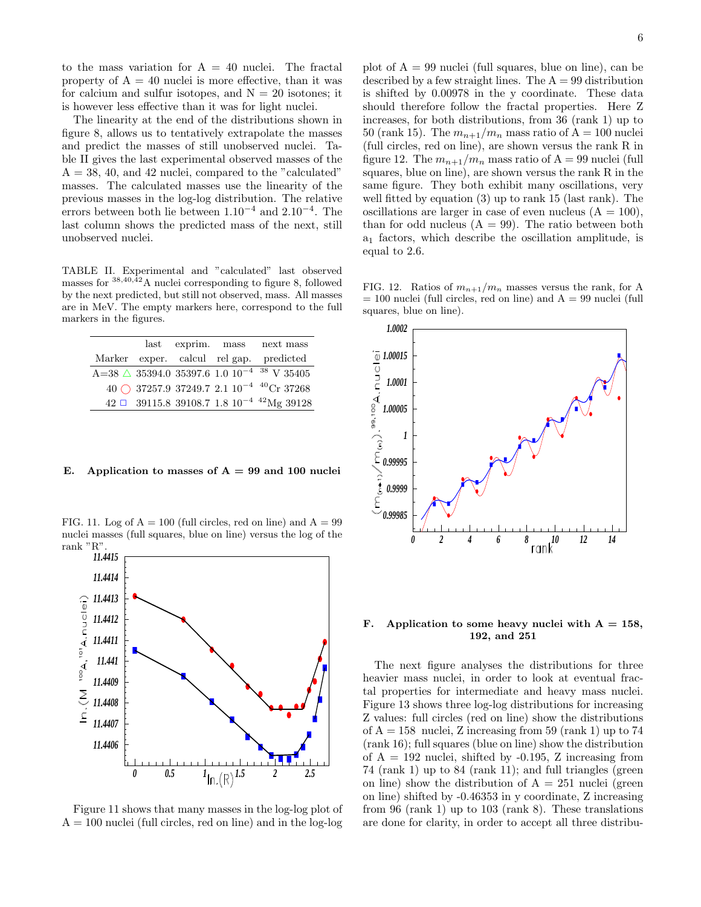to the mass variation for A = 40 nuclei. The fractal property of A = 40 nuclei is more effective, than it was for calcium and sulfur isotopes, and N = 20 isotones; it is however less effective than it was for light nuclei.

The linearity at the end of the distributions shown in figure 8, allows us to tentatively extrapolate the masses and predict the masses of still unobserved nuclei. Table II gives the last experimental observed masses of the A = 38, 40, and 42 nuclei, compared to the "calculated" masses. The calculated masses use the linearity of the previous masses in the log-log distribution. The relative errors between both lie between $1.10^{-4}$ and $2.10^{-4}$. The last column shows the predicted mass of the next, still unobserved nuclei.

TABLE II. Experimental and "calculated" last observed masses for $^{38,40,42}$A nuclei corresponding to figure 8, followed by the next predicted, but still not observed, mass. All masses are in MeV. The empty markers here, correspond to the full markers in the figures.

| Marker | last exper. | exprim. calcul | mass rel gap. | next mass predicted |
|---|---|---|---|---|
| A=38 △ | 35394.0 | 35397.6 | 1.0 $10^{-4}$ | $^{38}$V 35405 |
| 40 ◯ | 37257.9 | 37249.7 | 2.1 $10^{-4}$ | $^{40}$Cr 37268 |
| 42 □ | 39115.8 | 39108.7 | 1.8 $10^{-4}$ | $^{42}$Mg 39128 |

### E. Application to masses of A = 99 and 100 nuclei

FIG. 11. Log of A = 100 (full circles, red on line) and A = 99 nuclei masses (full squares, blue on line) versus the log of the rank "R".

Figure 11 shows that many masses in the log-log plot of A = 100 nuclei (full circles, red on line) and in the log-log plot of A = 99 nuclei (full squares, blue on line), can be described by a few straight lines. The A = 99 distribution is shifted by 0.00978 in the y coordinate. These data should therefore follow the fractal properties. Here Z increases, for both distributions, from 36 (rank 1) up to 50 (rank 15). The $m_{n+1}/m_n$ mass ratio of A = 100 nuclei (full circles, red on line), are shown versus the rank R in figure 12. The $m_{n+1}/m_n$ mass ratio of A = 99 nuclei (full squares, blue on line), are shown versus the rank R in the same figure. They both exhibit many oscillations, very well fitted by equation (3) up to rank 15 (last rank). The oscillations are larger in case of even nucleus (A = 100), than for odd nucleus (A = 99). The ratio between both $a_1$ factors, which describe the oscillation amplitude, is equal to 2.6.

FIG. 12. Ratios of $m_{n+1}/m_n$ masses versus the rank, for A = 100 nuclei (full circles, red on line) and A = 99 nuclei (full squares, blue on line).

### F. Application to some heavy nuclei with A = 158, 192, and 251

The next figure analyses the distributions for three heavier mass nuclei, in order to look at eventual fractal properties for intermediate and heavy mass nuclei. Figure 13 shows three log-log distributions for increasing Z values: full circles (red on line) show the distributions of A = 158 nuclei, Z increasing from 59 (rank 1) up to 74 (rank 16); full squares (blue on line) show the distribution of A = 192 nuclei, shifted by -0.195, Z increasing from 74 (rank 1) up to 84 (rank 11); and full triangles (green on line) show the distribution of A = 251 nuclei (green on line) shifted by -0.46353 in y coordinate, Z increasing from 96 (rank 1) up to 103 (rank 8). These translations are done for clarity, in order to accept all three distribu-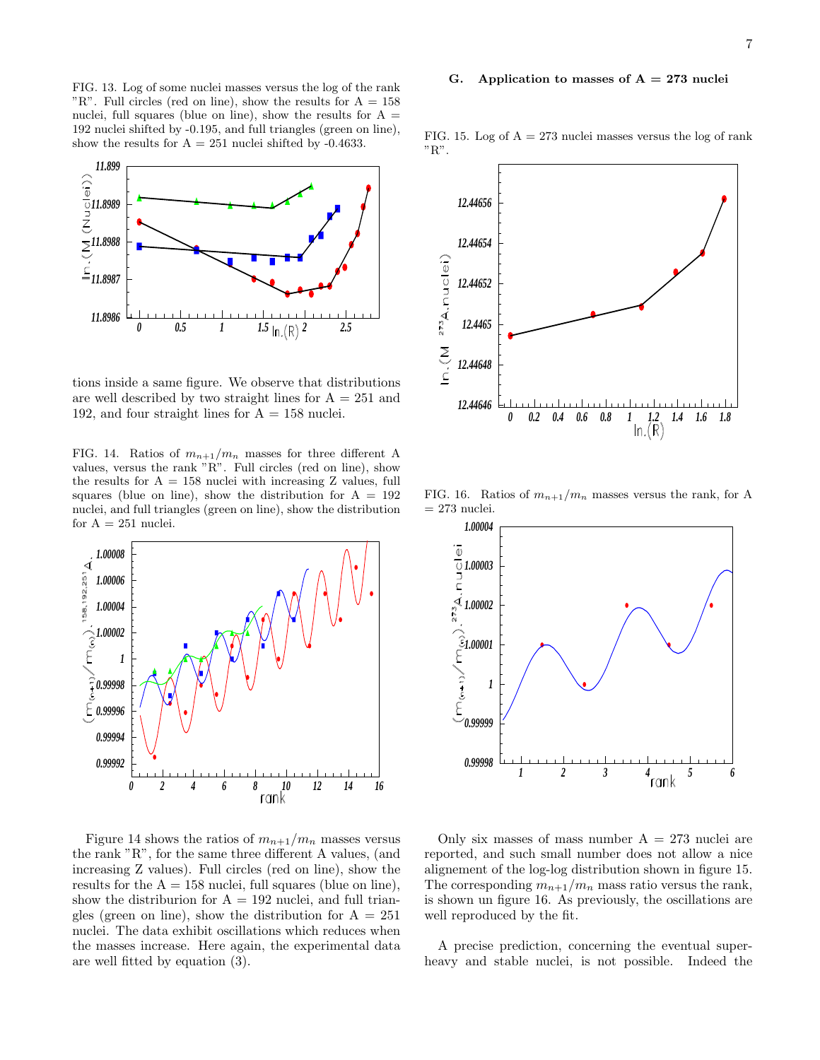FIG. 13. Log of some nuclei masses versus the log of the rank "R". Full circles (red on line), show the results for A = 158 nuclei, full squares (blue on line), show the results for A = 192 nuclei shifted by -0.195, and full triangles (green on line), show the results for A = 251 nuclei shifted by -0.4633.

tions inside a same figure. We observe that distributions are well described by two straight lines for A = 251 and 192, and four straight lines for A = 158 nuclei.

FIG. 14. Ratios of $m_{n+1}/m_n$ masses for three different A values, versus the rank "R". Full circles (red on line), show the results for A = 158 nuclei with increasing Z values, full squares (blue on line), show the distribution for A = 192 nuclei, and full triangles (green on line), show the distribution for A = 251 nuclei.

Figure 14 shows the ratios of $m_{n+1}/m_n$ masses versus the rank "R", for the same three different A values, (and increasing Z values). Full circles (red on line), show the results for the A = 158 nuclei, full squares (blue on line), show the distriburion for A = 192 nuclei, and full triangles (green on line), show the distribution for A = 251 nuclei. The data exhibit oscillations which reduces when the masses increase. Here again, the experimental data are well fitted by equation (3).

### G. Application to masses of A = 273 nuclei

FIG. 15. Log of A = 273 nuclei masses versus the log of rank "R".

FIG. 16. Ratios of $m_{n+1}/m_n$ masses versus the rank, for A = 273 nuclei.

Only six masses of mass number A = 273 nuclei are reported, and such small number does not allow a nice alignement of the log-log distribution shown in figure 15. The corresponding $m_{n+1}/m_n$ mass ratio versus the rank, is shown un figure 16. As previously, the oscillations are well reproduced by the fit.

A precise prediction, concerning the eventual superheavy and stable nuclei, is not possible. Indeed the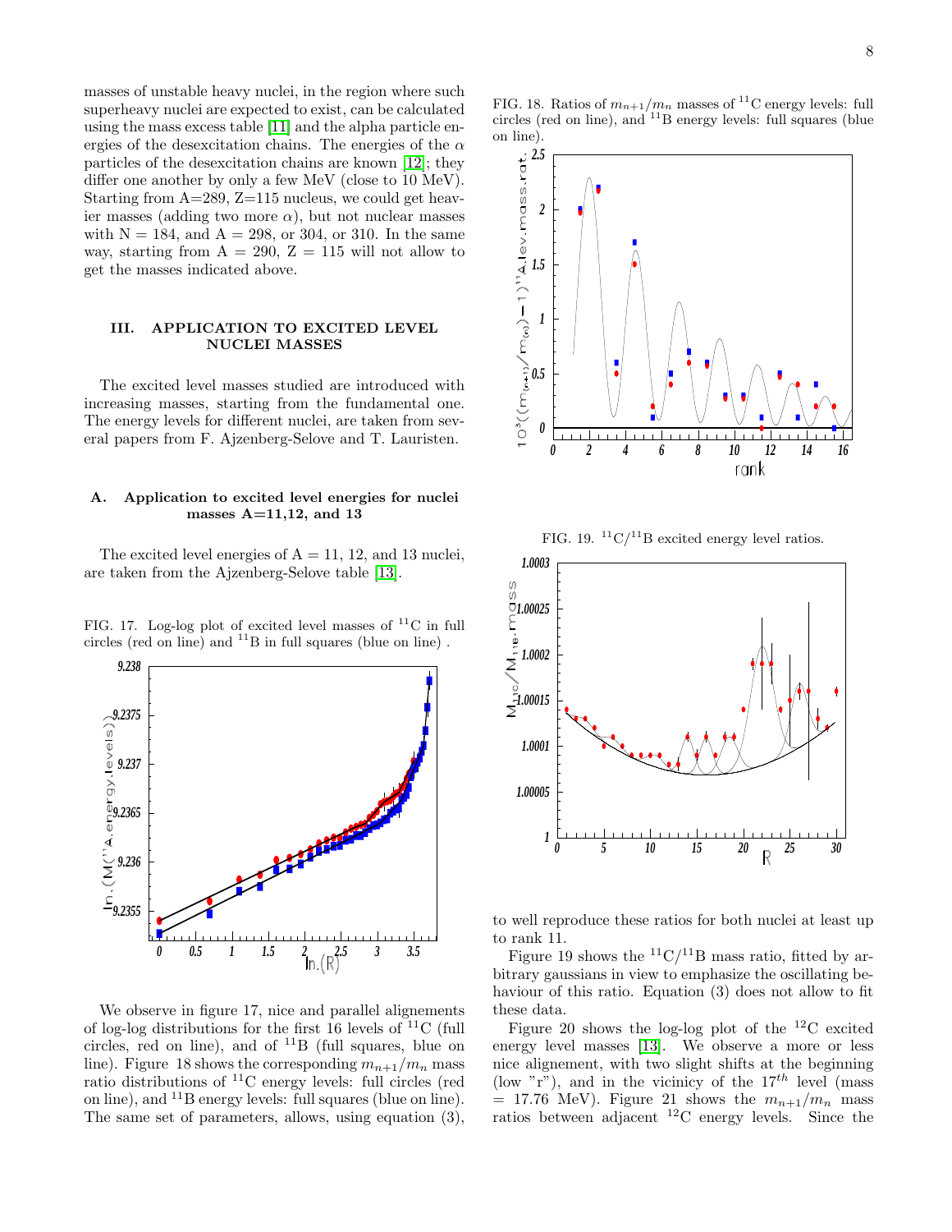masses of unstable heavy nuclei, in the region where such superheavy nuclei are expected to exist, can be calculated using the mass excess table [11] and the alpha particle energies of the desexcitation chains. The energies of the $\alpha$ particles of the desexcitation chains are known [12]; they differ one another by only a few MeV (close to 10 MeV). Starting from A=289, Z=115 nucleus, we could get heavier masses (adding two more $\alpha$), but not nuclear masses with N = 184, and A = 298, or 304, or 310. In the same way, starting from A = 290, Z = 115 will not allow to get the masses indicated above.

## III. APPLICATION TO EXCITED LEVEL NUCLEI MASSES

The excited level masses studied are introduced with increasing masses, starting from the fundamental one. The energy levels for different nuclei, are taken from several papers from F. Ajzenberg-Selove and T. Lauristen.

### A. Application to excited level energies for nuclei masses A=11,12, and 13

The excited level energies of A = 11, 12, and 13 nuclei, are taken from the Ajzenberg-Selove table [13].

FIG. 17. Log-log plot of excited level masses of $^{11}$C in full circles (red on line) and $^{11}$B in full squares (blue on line) .

We observe in figure 17, nice and parallel alignements of log-log distributions for the first 16 levels of $^{11}$C (full circles, red on line), and of $^{11}$B (full squares, blue on line). Figure 18 shows the corresponding $m_{n+1}/m_n$ mass ratio distributions of $^{11}$C energy levels: full circles (red on line), and $^{11}$B energy levels: full squares (blue on line). The same set of parameters, allows, using equation (3),

FIG. 18. Ratios of $m_{n+1}/m_n$ masses of $^{11}$C energy levels: full circles (red on line), and $^{11}$B energy levels: full squares (blue on line).

FIG. 19. $^{11}$C/$^{11}$B excited energy level ratios.

to well reproduce these ratios for both nuclei at least up to rank 11.

Figure 19 shows the $^{11}$C/$^{11}$B mass ratio, fitted by arbitrary gaussians in view to emphasize the oscillating behaviour of this ratio. Equation (3) does not allow to fit these data.

Figure 20 shows the log-log plot of the $^{12}$C excited energy level masses [13]. We observe a more or less nice alignement, with two slight shifts at the beginning (low "r"), and in the vicinicy of the $17^{th}$ level (mass = 17.76 MeV). Figure 21 shows the $m_{n+1}/m_n$ mass ratios between adjacent $^{12}$C energy levels. Since the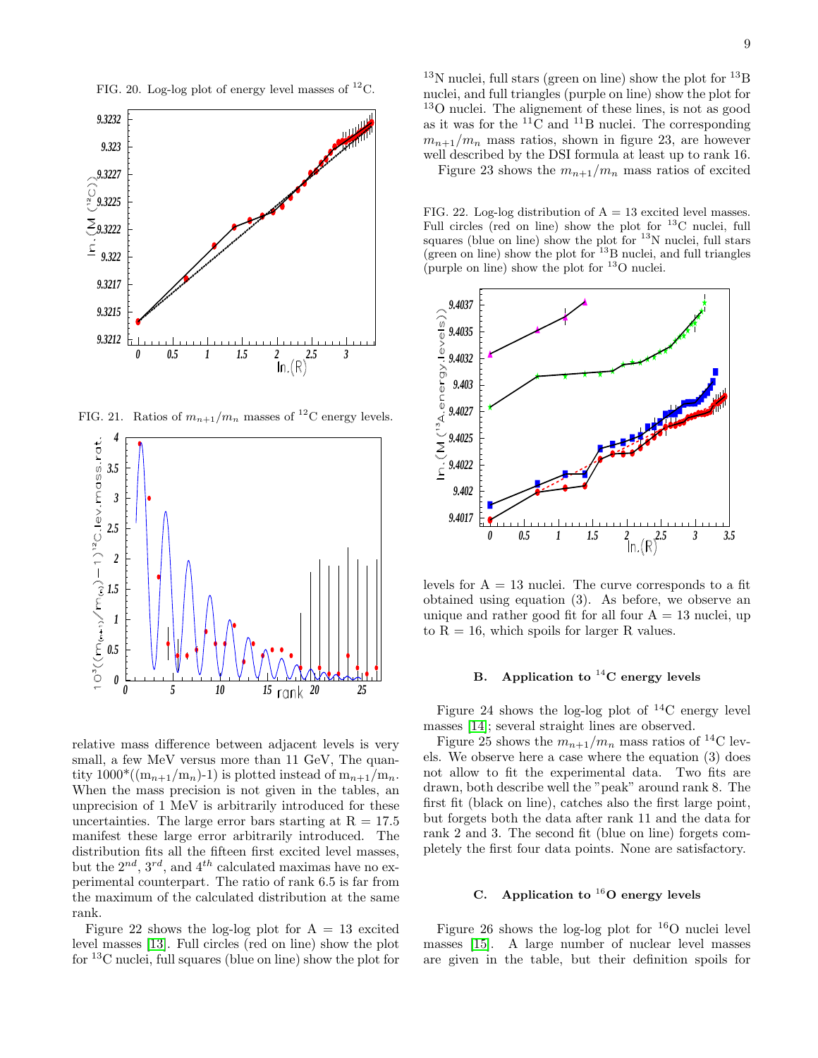FIG. 20. Log-log plot of energy level masses of $^{12}$C.

FIG. 21. Ratios of $m_{n+1}/m_n$ masses of $^{12}$C energy levels.

relative mass difference between adjacent levels is very small, a few MeV versus more than 11 GeV, The quantity $1000*((m_{n+1}/m_n)-1)$ is plotted instead of $m_{n+1}/m_n$. When the mass precision is not given in the tables, an unprecision of 1 MeV is arbitrarily introduced for these uncertainties. The large error bars starting at R = 17.5 manifest these large error arbitrarily introduced. The distribution fits all the fifteen first excited level masses, but the $2^{nd}$, $3^{rd}$, and $4^{th}$ calculated maximas have no experimental counterpart. The ratio of rank 6.5 is far from the maximum of the calculated distribution at the same rank.

Figure 22 shows the log-log plot for A = 13 excited level masses [13]. Full circles (red on line) show the plot for $^{13}$C nuclei, full squares (blue on line) show the plot for $^{13}$N nuclei, full stars (green on line) show the plot for $^{13}$B nuclei, and full triangles (purple on line) show the plot for $^{13}$O nuclei. The alignement of these lines, is not as good as it was for the $^{11}$C and $^{11}$B nuclei. The corresponding $m_{n+1}/m_n$ mass ratios, shown in figure 23, are however well described by the DSI formula at least up to rank 16.

Figure 23 shows the $m_{n+1}/m_n$ mass ratios of excited

FIG. 22. Log-log distribution of A = 13 excited level masses. Full circles (red on line) show the plot for $^{13}$C nuclei, full squares (blue on line) show the plot for $^{13}$N nuclei, full stars (green on line) show the plot for $^{13}$B nuclei, and full triangles (purple on line) show the plot for $^{13}$O nuclei.

levels for A = 13 nuclei. The curve corresponds to a fit obtained using equation (3). As before, we observe an unique and rather good fit for all four A = 13 nuclei, up to R = 16, which spoils for larger R values.

### B. Application to $^{14}$C energy levels

Figure 24 shows the log-log plot of $^{14}$C energy level masses [14]; several straight lines are observed.

Figure 25 shows the $m_{n+1}/m_n$ mass ratios of $^{14}$C levels. We observe here a case where the equation (3) does not allow to fit the experimental data. Two fits are drawn, both describe well the "peak" around rank 8. The first fit (black on line), catches also the first large point, but forgets both the data after rank 11 and the data for rank 2 and 3. The second fit (blue on line) forgets completely the first four data points. None are satisfactory.

### C. Application to $^{16}$O energy levels

Figure 26 shows the log-log plot for $^{16}$O nuclei level masses [15]. A large number of nuclear level masses are given in the table, but their definition spoils for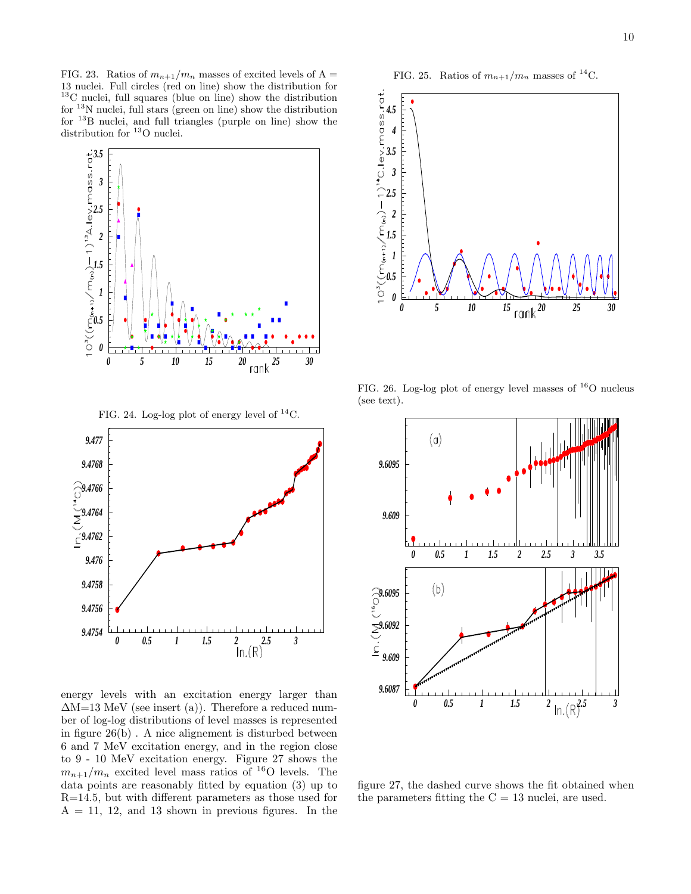FIG. 23. Ratios of $m_{n+1}/m_n$ masses of excited levels of A = 13 nuclei. Full circles (red on line) show the distribution for $^{13}$C nuclei, full squares (blue on line) show the distribution for $^{13}$N nuclei, full stars (green on line) show the distribution for $^{13}$B nuclei, and full triangles (purple on line) show the distribution for $^{13}$O nuclei.

FIG. 24. Log-log plot of energy level of $^{14}$C.

FIG. 25. Ratios of $m_{n+1}/m_n$ masses of $^{14}$C.

FIG. 26. Log-log plot of energy level masses of $^{16}$O nucleus (see text).

energy levels with an excitation energy larger than ΔM=13 MeV (see insert (a)). Therefore a reduced number of log-log distributions of level masses is represented in figure 26(b) . A nice alignement is disturbed between 6 and 7 MeV excitation energy, and in the region close to 9 - 10 MeV excitation energy. Figure 27 shows the $m_{n+1}/m_n$ excited level mass ratios of $^{16}$O levels. The data points are reasonably fitted by equation (3) up to R=14.5, but with different parameters as those used for A = 11, 12, and 13 shown in previous figures. In the figure 27, the dashed curve shows the fit obtained when the parameters fitting the C = 13 nuclei, are used.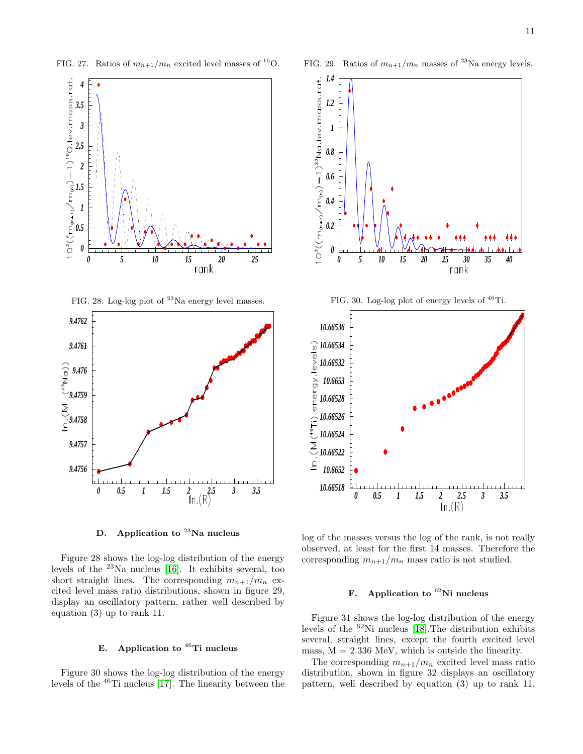FIG. 27. Ratios of $m_{n+1}/m_n$ excited level masses of $^{16}$O.

FIG. 28. Log-log plot of $^{23}$Na energy level masses.

FIG. 29. Ratios of $m_{n+1}/m_n$ masses of $^{23}$Na energy levels.

FIG. 30. Log-log plot of energy levels of $^{46}$Ti.

### D. Application to $^{23}$Na nucleus

Figure 28 shows the log-log distribution of the energy levels of the $^{23}$Na nucleus [16]. It exhibits several, too short straight lines. The corresponding $m_{n+1}/m_n$ excited level mass ratio distributions, shown in figure 29, display an oscillatory pattern, rather well described by equation (3) up to rank 11.

### E. Application to $^{46}$Ti nucleus

Figure 30 shows the log-log distribution of the energy levels of the $^{46}$Ti nucleus [17]. The linearity between the log of the masses versus the log of the rank, is not really observed, at least for the first 14 masses. Therefore the corresponding $m_{n+1}/m_n$ mass ratio is not studied.

### F. Application to $^{62}$Ni nucleus

Figure 31 shows the log-log distribution of the energy levels of the $^{62}$Ni nucleus [18].The distribution exhibits several, straight lines, except the fourth excited level mass, M = 2.336 MeV, which is outside the linearity.

The corresponding $m_{n+1}/m_n$ excited level mass ratio distribution, shown in figure 32 displays an oscillatory pattern, well described by equation (3) up to rank 11.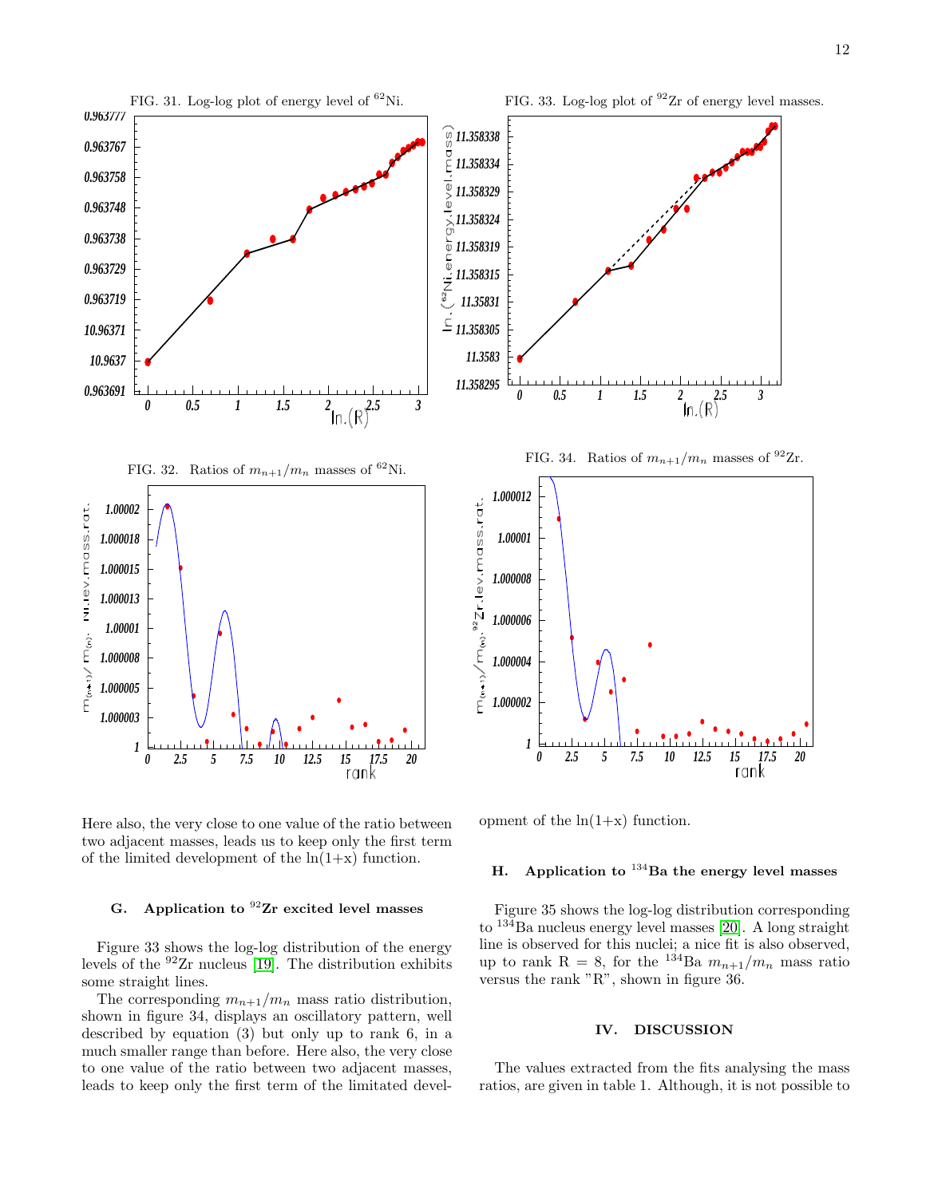FIG. 31. Log-log plot of energy level of $^{62}$Ni.

FIG. 32. Ratios of $m_{n+1}/m_n$ masses of $^{62}$Ni.

FIG. 33. Log-log plot of $^{92}$Zr of energy level masses.

FIG. 34. Ratios of $m_{n+1}/m_n$ masses of $^{92}$Zr.

Here also, the very close to one value of the ratio between two adjacent masses, leads us to keep only the first term of the limited development of the ln(1+x) function.

### G. Application to $^{92}$Zr excited level masses

Figure 33 shows the log-log distribution of the energy levels of the $^{92}$Zr nucleus [19]. The distribution exhibits some straight lines.

The corresponding $m_{n+1}/m_n$ mass ratio distribution, shown in figure 34, displays an oscillatory pattern, well described by equation (3) but only up to rank 6, in a much smaller range than before. Here also, the very close to one value of the ratio between two adjacent masses, leads to keep only the first term of the limitated development of the ln(1+x) function.

### H. Application to $^{134}$Ba the energy level masses

Figure 35 shows the log-log distribution corresponding to $^{134}$Ba nucleus energy level masses [20]. A long straight line is observed for this nuclei; a nice fit is also observed, up to rank R = 8, for the $^{134}$Ba $m_{n+1}/m_n$ mass ratio versus the rank "R", shown in figure 36.

## IV. DISCUSSION

The values extracted from the fits analysing the mass ratios, are given in table 1. Although, it is not possible to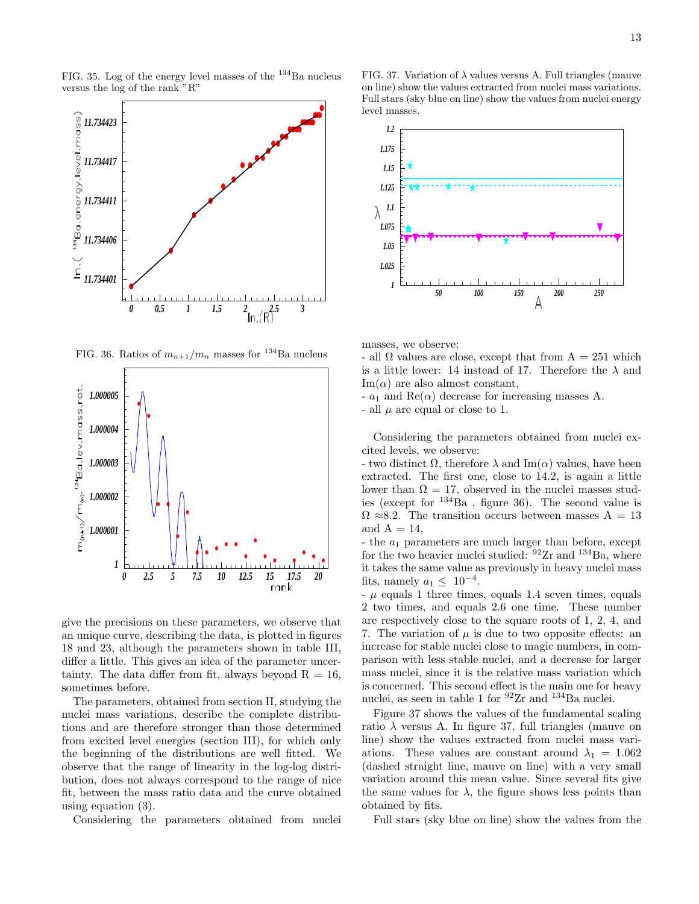FIG. 35. Log of the energy level masses of the $^{134}$Ba nucleus versus the log of the rank "R"

FIG. 36. Ratios of $m_{n+1}/m_n$ masses for $^{134}$Ba nucleus

give the precisions on these parameters, we observe that an unique curve, describing the data, is plotted in figures 18 and 23, although the parameters shown in table III, differ a little. This gives an idea of the parameter uncertainty. The data differ from fit, always beyond R = 16, sometimes before.

The parameters, obtained from section II, studying the nuclei mass variations, describe the complete distributions and are therefore stronger than those determined from excited level energies (section III), for which only the beginning of the distributions are well fitted. We observe that the range of linearity in the log-log distribution, does not always correspond to the range of nice fit, between the mass ratio data and the curve obtained using equation (3).

Considering the parameters obtained from nuclei masses, we observe:
- all $\Omega$ values are close, except that from A = 251 which is a little lower: 14 instead of 17. Therefore the $\lambda$ and Im($\alpha$) are also almost constant,
- $a_1$ and Re($\alpha$) decrease for increasing masses A.
- all $\mu$ are equal or close to 1.

FIG. 37. Variation of $\lambda$ values versus A. Full triangles (mauve on line) show the values extracted from nuclei mass variations. Full stars (sky blue on line) show the values from nuclei energy level masses.

Considering the parameters obtained from nuclei excited levels, we observe:
- two distinct $\Omega$, therefore $\lambda$ and Im($\alpha$) values, have been extracted. The first one, close to 14.2, is again a little lower than $\Omega$ = 17, observed in the nuclei masses studies (except for $^{134}$Ba , figure 36). The second value is $\Omega \approx$8.2. The transition occurs between masses A = 13 and A = 14,
- the $a_1$ parameters are much larger than before, except for the two heavier nuclei studied: $^{92}$Zr and $^{134}$Ba, where it takes the same value as previously in heavy nuclei mass fits, namely $a_1 \leq 10^{-4}$.
- $\mu$ equals 1 three times, equals 1.4 seven times, equals 2 two times, and equals 2.6 one time. These number are respectively close to the square roots of 1, 2, 4, and 7. The variation of $\mu$ is due to two opposite effects: an increase for stable nuclei close to magic numbers, in comparison with less stable nuclei, and a decrease for larger mass nuclei, since it is the relative mass variation which is concerned. This second effect is the main one for heavy nuclei, as seen in table 1 for $^{92}$Zr and $^{134}$Ba nuclei.

Figure 37 shows the values of the fundamental scaling ratio $\lambda$ versus A. In figure 37, full triangles (mauve on line) show the values extracted from nuclei mass variations. These values are constant around $\lambda_1$ = 1.062 (dashed straight line, mauve on line) with a very small variation around this mean value. Since several fits give the same values for $\lambda$, the figure shows less points than obtained by fits.

Full stars (sky blue on line) show the values from the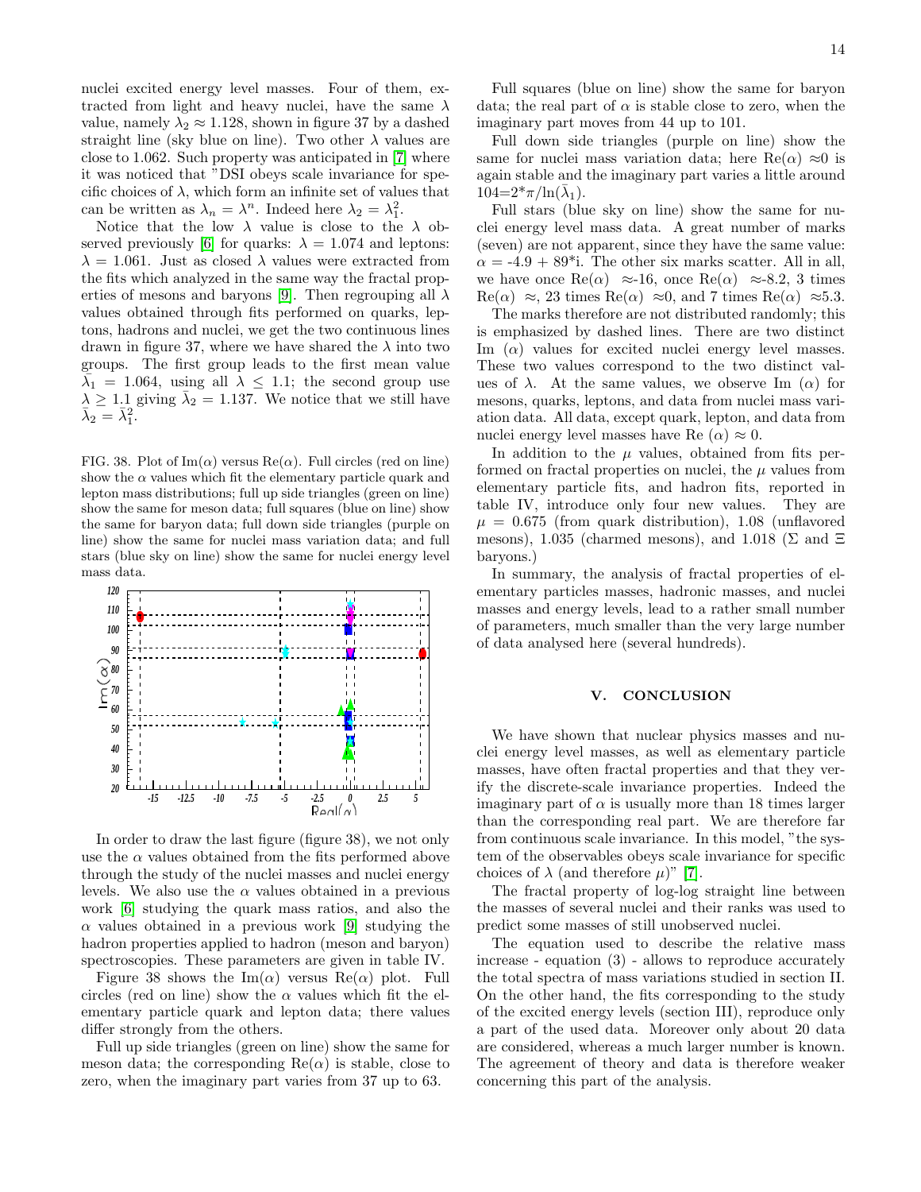nuclei excited energy level masses. Four of them, extracted from light and heavy nuclei, have the same $\lambda$ value, namely $\lambda_2 \approx 1.128$, shown in figure 37 by a dashed straight line (sky blue on line). Two other $\lambda$ values are close to 1.062. Such property was anticipated in [7] where it was noticed that "DSI obeys scale invariance for specific choices of $\lambda$, which form an infinite set of values that can be written as $\lambda_n = \lambda^n$. Indeed here $\lambda_2 = \lambda_1^2$.

Notice that the low $\lambda$ value is close to the $\lambda$ observed previously [6] for quarks: $\lambda = 1.074$ and leptons: $\lambda = 1.061$. Just as closed $\lambda$ values were extracted from the fits which analyzed in the same way the fractal properties of mesons and baryons [9]. Then regrouping all $\lambda$ values obtained through fits performed on quarks, leptons, hadrons and nuclei, we get the two continuous lines drawn in figure 37, where we have shared the $\lambda$ into two groups. The first group leads to the first mean value $\bar{\lambda}_1 = 1.064$, using all $\lambda \leq 1.1$; the second group use $\lambda \geq 1.1$ giving $\bar{\lambda}_2 = 1.137$. We notice that we still have $\bar{\lambda}_2 = \bar{\lambda}_1^2$.

FIG. 38. Plot of Im($\alpha$) versus Re($\alpha$). Full circles (red on line) show the $\alpha$ values which fit the elementary particle quark and lepton mass distributions; full up side triangles (green on line) show the same for meson data; full squares (blue on line) show the same for baryon data; full down side triangles (purple on line) show the same for nuclei mass variation data; and full stars (blue sky on line) show the same for nuclei energy level mass data.

In order to draw the last figure (figure 38), we not only use the $\alpha$ values obtained from the fits performed above through the study of the nuclei masses and nuclei energy levels. We also use the $\alpha$ values obtained in a previous work [6] studying the quark mass ratios, and also the $\alpha$ values obtained in a previous work [9] studying the hadron properties applied to hadron (meson and baryon) spectroscopies. These parameters are given in table IV.

Figure 38 shows the Im($\alpha$) versus Re($\alpha$) plot. Full circles (red on line) show the $\alpha$ values which fit the elementary particle quark and lepton data; there values differ strongly from the others.

Full up side triangles (green on line) show the same for meson data; the corresponding Re($\alpha$) is stable, close to zero, when the imaginary part varies from 37 up to 63.

Full squares (blue on line) show the same for baryon data; the real part of $\alpha$ is stable close to zero, when the imaginary part moves from 44 up to 101.

Full down side triangles (purple on line) show the same for nuclei mass variation data; here Re($\alpha$) $\approx$0 is again stable and the imaginary part varies a little around $104 = 2*\pi/\ln(\bar{\lambda}_1)$.

Full stars (blue sky on line) show the same for nuclei energy level mass data. A great number of marks (seven) are not apparent, since they have the same value: $\alpha$ = -4.9 + 89*i. The other six marks scatter. All in all, we have once Re($\alpha$) $\approx$-16, once Re($\alpha$) $\approx$-8.2, 3 times Re($\alpha$) $\approx$, 23 times Re($\alpha$) $\approx$0, and 7 times Re($\alpha$) $\approx$5.3.

The marks therefore are not distributed randomly; this is emphasized by dashed lines. There are two distinct Im ($\alpha$) values for excited nuclei energy level masses. These two values correspond to the two distinct values of $\lambda$. At the same values, we observe Im ($\alpha$) for mesons, quarks, leptons, and data from nuclei mass variation data. All data, except quark, lepton, and data from nuclei energy level masses have Re ($\alpha$) $\approx$ 0.

In addition to the $\mu$ values, obtained from fits performed on fractal properties on nuclei, the $\mu$ values from elementary particle fits, and hadron fits, reported in table IV, introduce only four new values. They are $\mu$ = 0.675 (from quark distribution), 1.08 (unflavored mesons), 1.035 (charmed mesons), and 1.018 ($\Sigma$ and $\Xi$ baryons.)

In summary, the analysis of fractal properties of elementary particles masses, hadronic masses, and nuclei masses and energy levels, lead to a rather small number of parameters, much smaller than the very large number of data analysed here (several hundreds).

## V. CONCLUSION

We have shown that nuclear physics masses and nuclei energy level masses, as well as elementary particle masses, have often fractal properties and that they verify the discrete-scale invariance properties. Indeed the imaginary part of $\alpha$ is usually more than 18 times larger than the corresponding real part. We are therefore far from continuous scale invariance. In this model, "the system of the observables obeys scale invariance for specific choices of $\lambda$ (and therefore $\mu$)" [7].

The fractal property of log-log straight line between the masses of several nuclei and their ranks was used to predict some masses of still unobserved nuclei.

The equation used to describe the relative mass increase - equation (3) - allows to reproduce accurately the total spectra of mass variations studied in section II. On the other hand, the fits corresponding to the study of the excited energy levels (section III), reproduce only a part of the used data. Moreover only about 20 data are considered, whereas a much larger number is known. The agreement of theory and data is therefore weaker concerning this part of the analysis.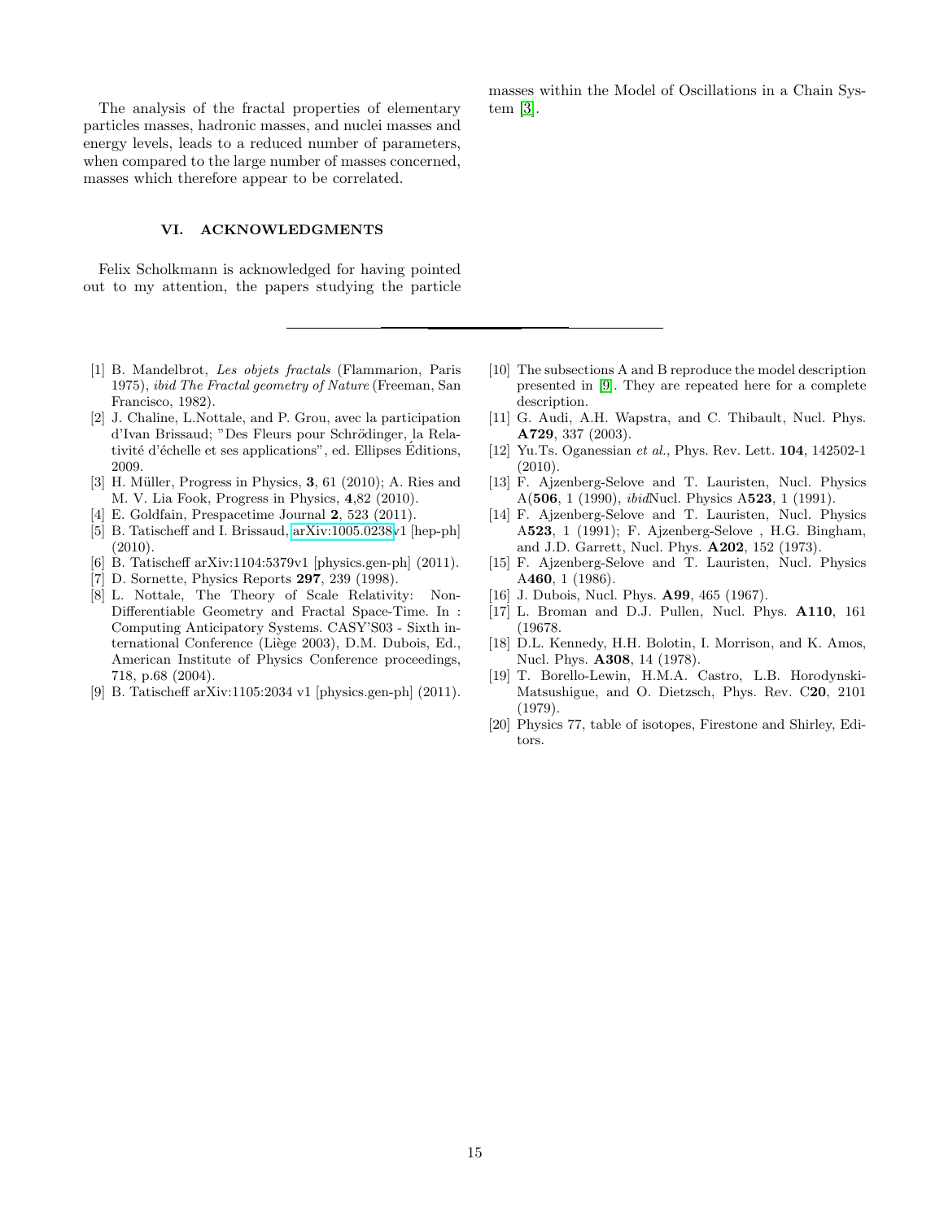The analysis of the fractal properties of elementary particles masses, hadronic masses, and nuclei masses and energy levels, leads to a reduced number of parameters, when compared to the large number of masses concerned, masses which therefore appear to be correlated.

## VI. ACKNOWLEDGMENTS

Felix Scholkmann is acknowledged for having pointed out to my attention, the papers studying the particle masses within the Model of Oscillations in a Chain System [3].

---

[1] B. Mandelbrot, *Les objets fractals* (Flammarion, Paris 1975), *ibid The Fractal geometry of Nature* (Freeman, San Francisco, 1982).

[2] J. Chaline, L.Nottale, and P. Grou, avec la participation d'Ivan Brissaud; "Des Fleurs pour Schrödinger, la Relativité d'échelle et ses applications", ed. Ellipses Éditions, 2009.

[3] H. Müller, Progress in Physics, **3**, 61 (2010); A. Ries and M. V. Lia Fook, Progress in Physics, **4**,82 (2010).

[4] E. Goldfain, Prespacetime Journal **2**, 523 (2011).

[5] B. Tatischeff and I. Brissaud, arXiv:1005.0238v1 [hep-ph] (2010).

[6] B. Tatischeff arXiv:1104:5379v1 [physics.gen-ph] (2011).

[7] D. Sornette, Physics Reports **297**, 239 (1998).

[8] L. Nottale, The Theory of Scale Relativity: Non-Differentiable Geometry and Fractal Space-Time. In : Computing Anticipatory Systems. CASY'S03 - Sixth international Conference (Liège 2003), D.M. Dubois, Ed., American Institute of Physics Conference proceedings, 718, p.68 (2004).

[9] B. Tatischeff arXiv:1105:2034 v1 [physics.gen-ph] (2011).

[10] The subsections A and B reproduce the model description presented in [9]. They are repeated here for a complete description.

[11] G. Audi, A.H. Wapstra, and C. Thibault, Nucl. Phys. **A729**, 337 (2003).

[12] Yu.Ts. Oganessian *et al.*, Phys. Rev. Lett. **104**, 142502-1 (2010).

[13] F. Ajzenberg-Selove and T. Lauristen, Nucl. Physics A(**506**, 1 (1990), *ibid*Nucl. Physics A**523**, 1 (1991).

[14] F. Ajzenberg-Selove and T. Lauristen, Nucl. Physics A**523**, 1 (1991); F. Ajzenberg-Selove , H.G. Bingham, and J.D. Garrett, Nucl. Phys. **A202**, 152 (1973).

[15] F. Ajzenberg-Selove and T. Lauristen, Nucl. Physics A**460**, 1 (1986).

[16] J. Dubois, Nucl. Phys. **A99**, 465 (1967).

[17] L. Broman and D.J. Pullen, Nucl. Phys. **A110**, 161 (19678.

[18] D.L. Kennedy, H.H. Bolotin, I. Morrison, and K. Amos, Nucl. Phys. **A308**, 14 (1978).

[19] T. Borello-Lewin, H.M.A. Castro, L.B. Horodynski-Matsushigue, and O. Dietzsch, Phys. Rev. C**20**, 2101 (1979).

[20] Physics 77, table of isotopes, Firestone and Shirley, Editors.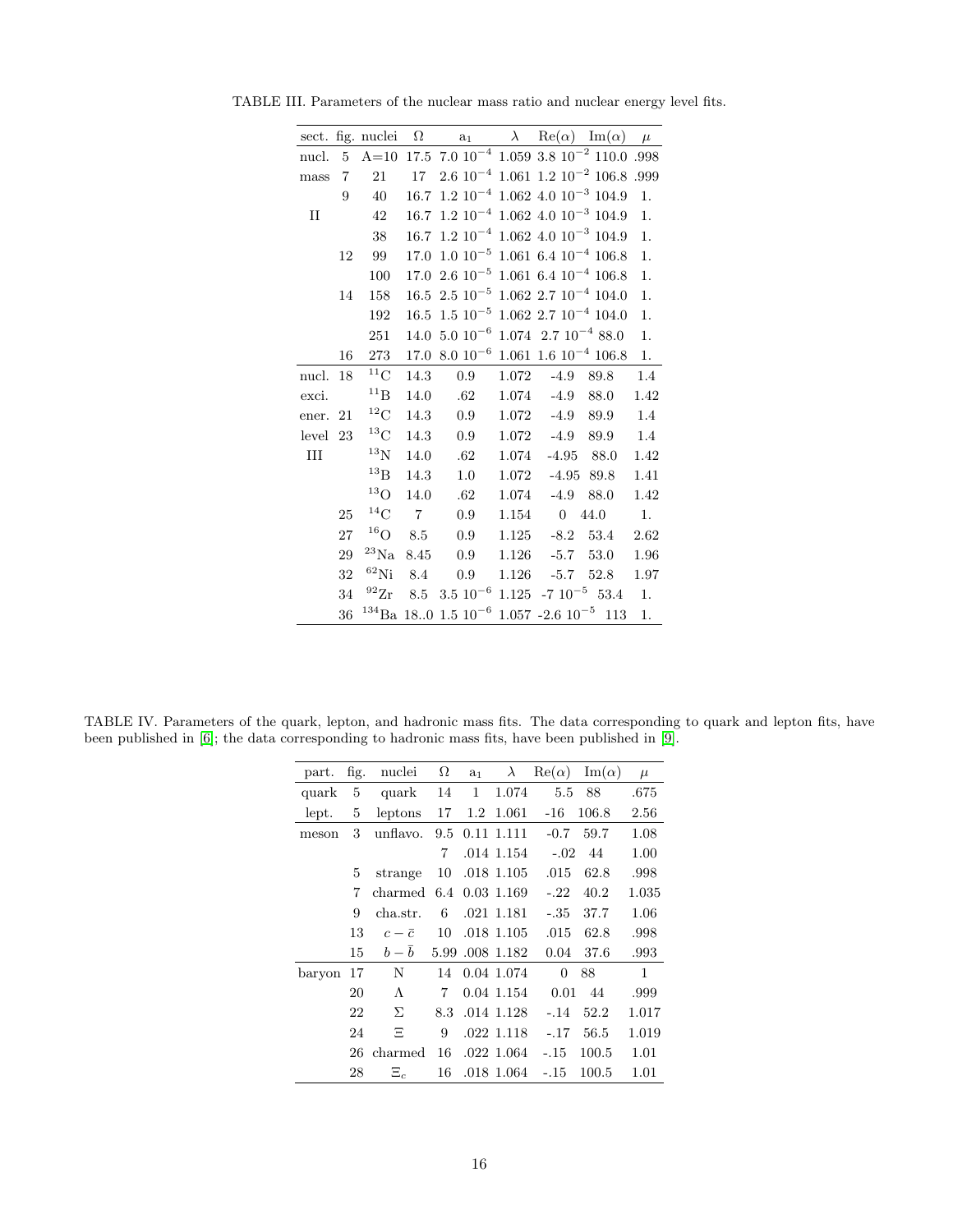TABLE III. Parameters of the nuclear mass ratio and nuclear energy level fits.

| sect. | fig. | nuclei | $\Omega$ | $a_1$ | $\lambda$ | Re($\alpha$) | Im($\alpha$) | $\mu$ |
|---|---|---|---|---|---|---|---|---|
| nucl. | 5 | A=10 | 17.5 | 7.0 $10^{-4}$ | 1.059 | 3.8 $10^{-2}$ | 110.0 | .998 |
| mass | 7 | 21 | 17 | 2.6 $10^{-4}$ | 1.061 | 1.2 $10^{-2}$ | 106.8 | .999 |
| | 9 | 40 | 16.7 | 1.2 $10^{-4}$ | 1.062 | 4.0 $10^{-3}$ | 104.9 | 1. |
| II | | 42 | 16.7 | 1.2 $10^{-4}$ | 1.062 | 4.0 $10^{-3}$ | 104.9 | 1. |
| | | 38 | 16.7 | 1.2 $10^{-4}$ | 1.062 | 4.0 $10^{-3}$ | 104.9 | 1. |
| | 12 | 99 | 17.0 | 1.0 $10^{-5}$ | 1.061 | 6.4 $10^{-4}$ | 106.8 | 1. |
| | | 100 | 17.0 | 2.6 $10^{-5}$ | 1.061 | 6.4 $10^{-4}$ | 106.8 | 1. |
| | 14 | 158 | 16.5 | 2.5 $10^{-5}$ | 1.062 | 2.7 $10^{-4}$ | 104.0 | 1. |
| | | 192 | 16.5 | 1.5 $10^{-5}$ | 1.062 | 2.7 $10^{-4}$ | 104.0 | 1. |
| | | 251 | 14.0 | 5.0 $10^{-6}$ | 1.074 | 2.7 $10^{-4}$ | 88.0 | 1. |
| | 16 | 273 | 17.0 | 8.0 $10^{-6}$ | 1.061 | 1.6 $10^{-4}$ | 106.8 | 1. |
| nucl. | 18 | $^{11}$C | 14.3 | 0.9 | 1.072 | -4.9 | 89.8 | 1.4 |
| exci. | | $^{11}$B | 14.0 | .62 | 1.074 | -4.9 | 88.0 | 1.42 |
| ener. | 21 | $^{12}$C | 14.3 | 0.9 | 1.072 | -4.9 | 89.9 | 1.4 |
| level | 23 | $^{13}$C | 14.3 | 0.9 | 1.072 | -4.9 | 89.9 | 1.4 |
| III | | $^{13}$N | 14.0 | .62 | 1.074 | -4.95 | 88.0 | 1.42 |
| | | $^{13}$B | 14.3 | 1.0 | 1.072 | -4.95 | 89.8 | 1.41 |
| | | $^{13}$O | 14.0 | .62 | 1.074 | -4.9 | 88.0 | 1.42 |
| | 25 | $^{14}$C | 7 | 0.9 | 1.154 | 0 | 44.0 | 1. |
| | 27 | $^{16}$O | 8.5 | 0.9 | 1.125 | -8.2 | 53.4 | 2.62 |
| | 29 | $^{23}$Na | 8.45 | 0.9 | 1.126 | -5.7 | 53.0 | 1.96 |
| | 32 | $^{62}$Ni | 8.4 | 0.9 | 1.126 | -5.7 | 52.8 | 1.97 |
| | 34 | $^{92}$Zr | 8.5 | 3.5 $10^{-6}$ | 1.125 | -7 $10^{-5}$ | 53.4 | 1. |
| | 36 | $^{134}$Ba | 18..0 | 1.5 $10^{-6}$ | 1.057 | -2.6 $10^{-5}$ | 113 | 1. |

TABLE IV. Parameters of the quark, lepton, and hadronic mass fits. The data corresponding to quark and lepton fits, have been published in [6]; the data corresponding to hadronic mass fits, have been published in [9].

| part. | fig. | nuclei | $\Omega$ | $a_1$ | $\lambda$ | Re($\alpha$) | Im($\alpha$) | $\mu$ |
|---|---|---|---|---|---|---|---|---|
| quark | 5 | quark | 14 | 1 | 1.074 | 5.5 | 88 | .675 |
| lept. | 5 | leptons | 17 | 1.2 | 1.061 | -16 | 106.8 | 2.56 |
| meson | 3 | unflavo. | 9.5 | 0.11 | 1.111 | -0.7 | 59.7 | 1.08 |
| | | | 7 | .014 | 1.154 | -.02 | 44 | 1.00 |
| | 5 | strange | 10 | .018 | 1.105 | .015 | 62.8 | .998 |
| | 7 | charmed | 6.4 | 0.03 | 1.169 | -.22 | 40.2 | 1.035 |
| | 9 | cha.str. | 6 | .021 | 1.181 | -.35 | 37.7 | 1.06 |
| | 13 | $c-\bar{c}$ | 10 | .018 | 1.105 | .015 | 62.8 | .998 |
| | 15 | $b-\bar{b}$ | 5.99 | .008 | 1.182 | 0.04 | 37.6 | .993 |
| baryon | 17 | N | 14 | 0.04 | 1.074 | 0 | 88 | 1 |
| | 20 | $\Lambda$ | 7 | 0.04 | 1.154 | 0.01 | 44 | .999 |
| | 22 | $\Sigma$ | 8.3 | .014 | 1.128 | -.14 | 52.2 | 1.017 |
| | 24 | $\Xi$ | 9 | .022 | 1.118 | -.17 | 56.5 | 1.019 |
| | 26 | charmed | 16 | .022 | 1.064 | -.15 | 100.5 | 1.01 |
| | 28 | $\Xi_c$ | 16 | .018 | 1.064 | -.15 | 100.5 | 1.01 |